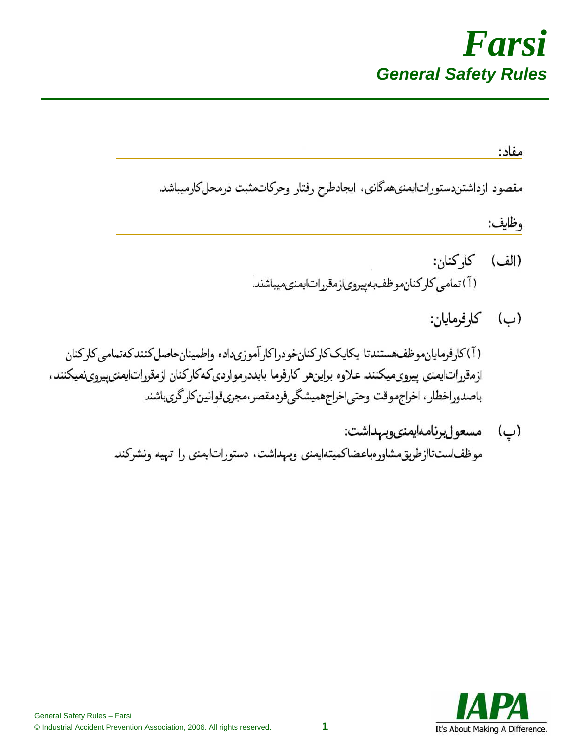# *Farsi*
## *General Safety Rules*

مفاد:

مقصود ازداشتن دستورات ایمنی همگانی، ایجادطرح رفتار وحرکات مثبت درمحل کارمیباشد.

وظایف:

(الف) کارکنان:

(آ) تمامی کارکنان موظف به پیروی ازمقررات ایمنی میباشند.

(ب) کارفرمایان:

(آ) کارفرمایان موظف هستند تا یکایک کارکنان خود را کارآموزی داده واطمینان حاصل کنند که تمامی کارکنان ازمقررات ایمنی پیروی میکنند. علاوه براین هر کارفرما بایددرمواردی که کارکنان ازمقررات ایمنی پیروی نمیکنند، باصدوراخطار، اخراج موقت وحتی اخراج همیشگی فردمقصر، مجری قوانین کارگری باشند.

(پ) مسعول برنامه ایمنی وبهداشت:

موظف است تاازطریق مشاوره بااعضاکمیته ایمنی وبهداشت، دستورات ایمنی را تهیه ونشرکند.

General Safety Rules – Farsi
© Industrial Accident Prevention Association, 2006. All rights reserved.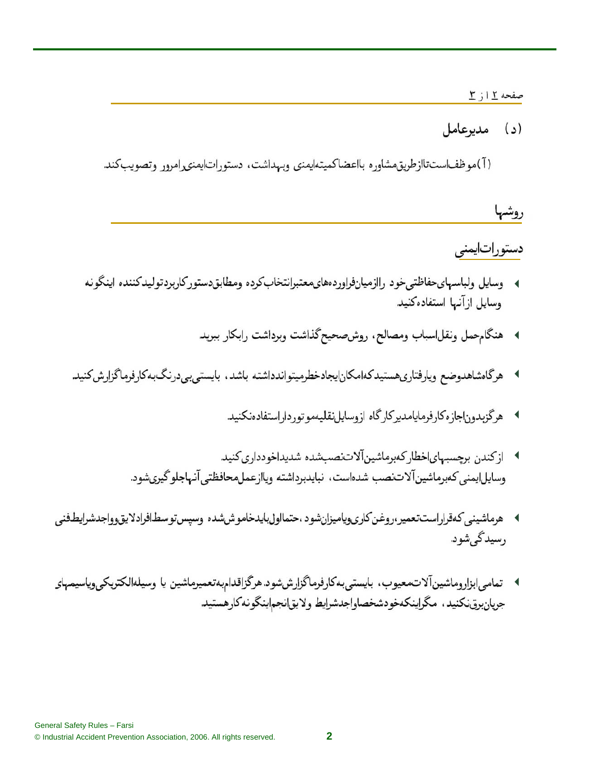## (د) مدیرعامل

(آ) موظف است تا از طریق مشاوره با اعضا کمیته ایمنی و بهداشت، دستورات ایمنی را مرور و تصویب کند.

## روشها

### دستورات ایمنی

- وسایل و لباسهای حفاظتی خود را از میان فراورده های معتبر انتخاب کرده و مطابق دستور کاربرد تولید کننده اینگونه وسایل از آنها استفاده کنید.
- هنگام حمل و نقل اسباب و مصالح، روش صحیح گذاشت و برداشت را بکار ببرید.
- هرگاه شاهد وضع و یا رفتاری هستید که امکان ایجاد خطر میتواند داشته باشد، بایستی بی درنگ به کارفرما گزارش کنید.
- هرگز بدون اجازه کارفرما یا مدیر کارگاه از وسایل نقلیه موتوردار استفاده نکنید.
- از کندن برچسبهای اخطار که بر ماشین آلات نصب شده شدیدا خودداری کنید.
  وسایل ایمنی که بر ماشین آلات نصب شده است، نباید برداشته و یا از عمل محافظتی آنها جلوگیری شود.
- هر ماشینی که قرار است تعمیر، روغن کاری و یا میزان شود، حتما اول باید خاموش شده و سپس توسط افراد لایق و واجد شرایط فنی رسیدگی شود.
- تمامی ابزار و ماشین آلات معیوب، بایستی به کارفرما گزارش شود. هرگز اقدام به تعمیر ماشین یا وسیله الکتریکی و یا سیمهای جریان برق نکنید، مگر اینکه خود شخصا واجد شرایط و لایق انجام اینگونه کار هستید.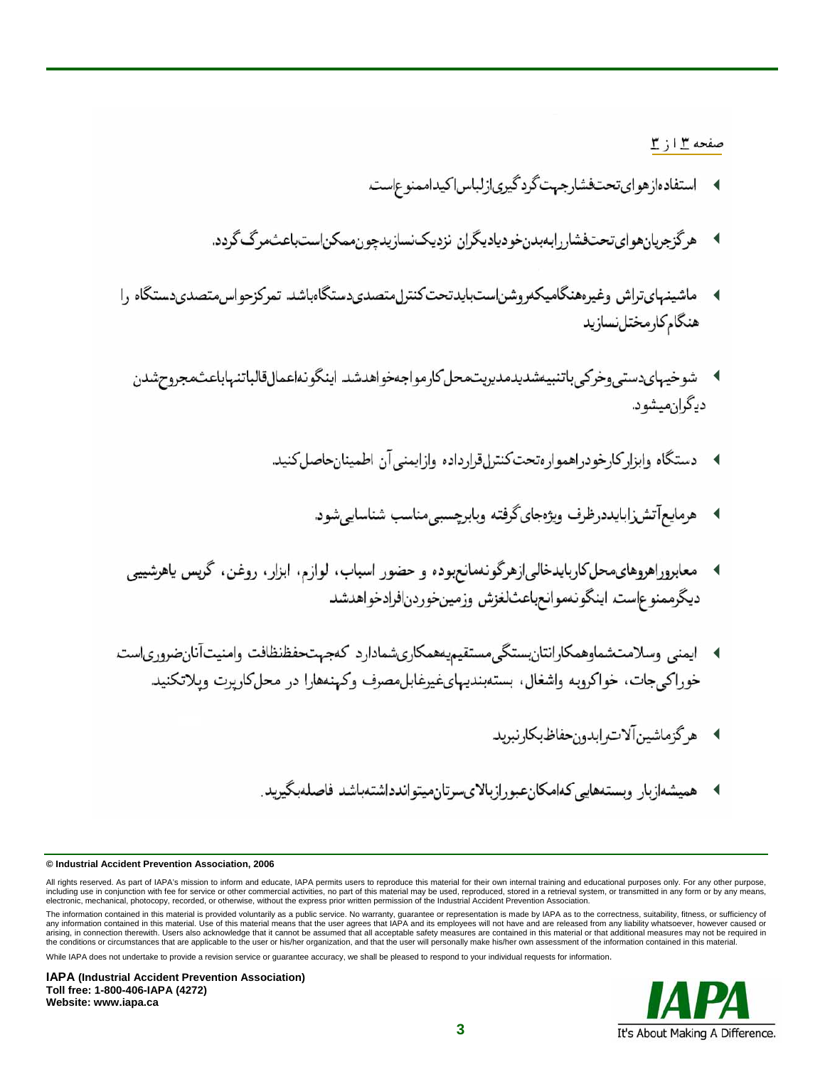- استفاده از هوای تحت فشار جهت گردگیری از لباس اکیدا ممنوع است.

- هرگز جریان هوای تحت فشار را به بدن خود یا دیگران نزدیک نسازید چون ممکن است باعث مرگ گردد.

- ماشینهای تراش و غیره هنگامیکه روشن است باید تحت کنترل متصدی دستگاه باشد. تمرکز حواس متصدی دستگاه را هنگام کار مختل نسازید

- شوخیهای دستی و خرکی با تنبیه شدید مدیریت محل کار مواجه خواهد شد. اینگونه اعمال قالبا تنها باعث مجروح شدن دیگران میشود.

- دستگاه و ابزار کار خود را همواره تحت کنترل قرار داده و از ایمنی آن اطمینان حاصل کنید.

- هر مایع آتش زا باید در ظرف ویژه جای گرفته و با برچسبی مناسب شناسایی شود.

- معابر و راهروهای محل کار باید خالی از هرگونه مانع بوده و حضور اسباب، لوازم، ابزار، روغن، گریس یا هر شیبی دیگر ممنوع است. اینگونه موانع باعث لغزش و زمین خوردن افراد خواهد شد

- ایمنی و سلامت شما و همکارانتان بستگی مستقیم به همکاری شما دارد که جهت حفظ نظافت و امنیت آنان ضروری است. خوراکی جات، خواکرو به واشغال، بسته بندیهای غیرقابل مصرف و کهنه ها را در محل کار پرت و پلا نکنید.

- هرگز ماشین آلات را بدون حفاظ بکار نبرید.

- همیشه از بار و بسته هایی که امکان عبور از بالای سرتان میتواند داشته باشد فاصله بگیرید.

**© Industrial Accident Prevention Association, 2006**

All rights reserved. As part of IAPA's mission to inform and educate, IAPA permits users to reproduce this material for their own internal training and educational purposes only. For any other purpose, including use in conjunction with fee for service or other commercial activities, no part of this material may be used, reproduced, stored in a retrieval system, or transmitted in any form or by any means, electronic, mechanical, photocopy, recorded, or otherwise, without the express prior written permission of the Industrial Accident Prevention Association.

The information contained in this material is provided voluntarily as a public service. No warranty, guarantee or representation is made by IAPA as to the correctness, suitability, fitness, or sufficiency of any information contained in this material. Use of this material means that the user agrees that IAPA and its employees will not have and are released from any liability whatsoever, however caused or arising, in connection therewith. Users also acknowledge that it cannot be assumed that all acceptable safety measures are contained in this material or that additional measures may not be required in the conditions or circumstances that are applicable to the user or his/her organization, and that the user will personally make his/her own assessment of the information contained in this material.

While IAPA does not undertake to provide a revision service or guarantee accuracy, we shall be pleased to respond to your individual requests for information.

**IAPA (Industrial Accident Prevention Association)**
**Toll free: 1-800-406-IAPA (4272)**
**Website: www.iapa.ca**

IAPA
It's About Making A Difference.